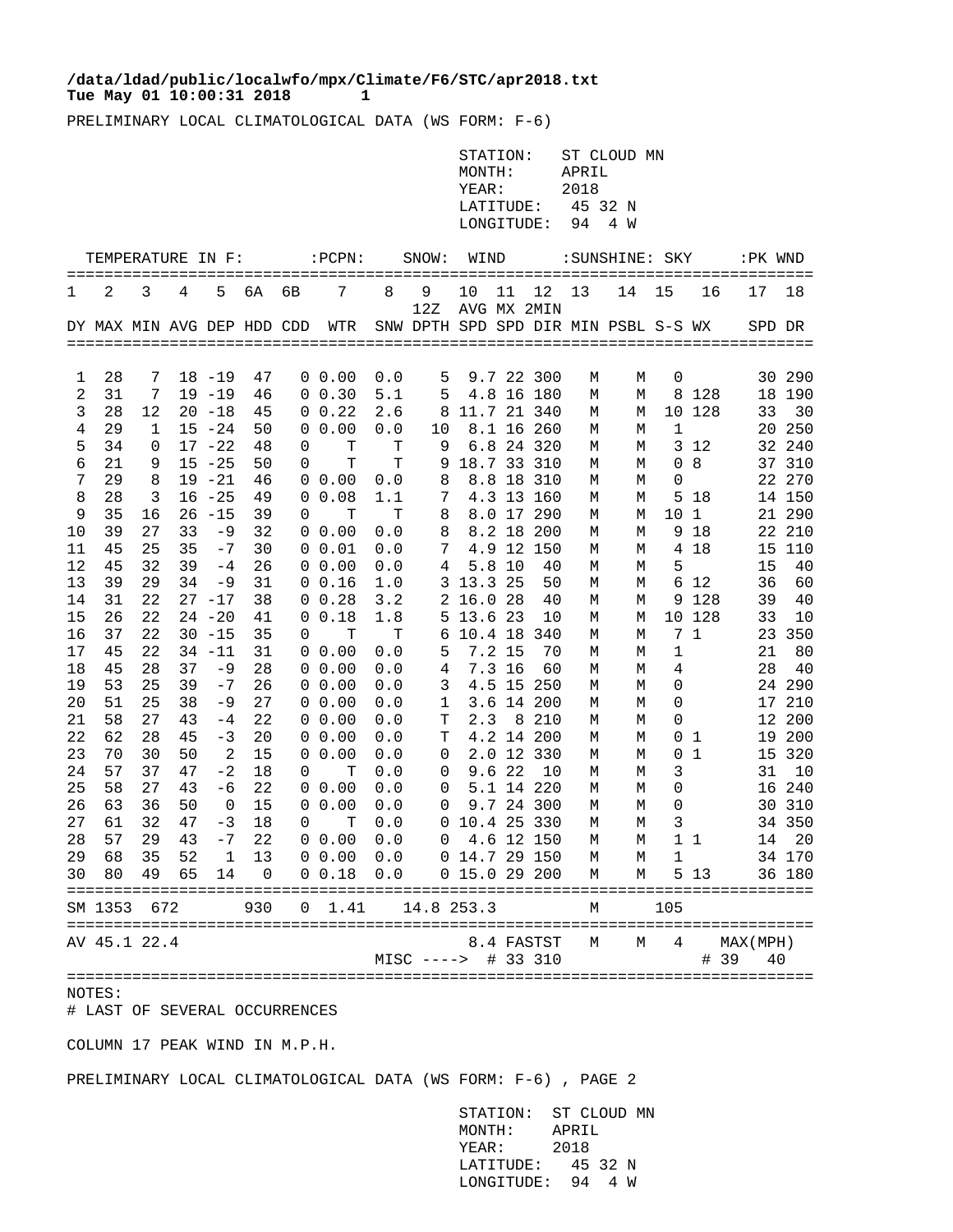**/data/ldad/public/localwfo/mpx/Climate/F6/STC/apr2018.txt**
**Tue May 01 10:00:31 2018 1**

PRELIMINARY LOCAL CLIMATOLOGICAL DATA (WS FORM: F-6)

STATION: ST CLOUD MN
MONTH: APRIL
YEAR: 2018
LATITUDE: 45 32 N
LONGITUDE: 94 4 W

| TEMPERATURE IN F: | | | | | | | :PCPN: | SNOW: | | WIND | | | :SUNSHINE: | | SKY | | :PK WND | |
|---|---|---|---|---|---|---|---|---|---|---|---|---|---|---|---|---|---|---|
| 1 | 2 | 3 | 4 | 5 | 6A | 6B | 7 | 8 | 9 | 10 | 11 | 12 | 13 | 14 | 15 | 16 | 17 | 18 |
| | | | | | | | | | 12Z | AVG | MX | 2MIN | | | | | | |
| DY | MAX | MIN | AVG | DEP | HDD | CDD | WTR | SNW | DPTH | SPD | SPD | DIR | MIN | PSBL | S-S | WX | SPD | DR |
| 1 | 28 | 7 | 18 | -19 | 47 | 0 | 0.00 | 0.0 | 5 | 9.7 | 22 | 300 | M | M | 0 | | 30 | 290 |
| 2 | 31 | 7 | 19 | -19 | 46 | 0 | 0.30 | 5.1 | 5 | 4.8 | 16 | 180 | M | M | 8 | 128 | 18 | 190 |
| 3 | 28 | 12 | 20 | -18 | 45 | 0 | 0.22 | 2.6 | 8 | 11.7 | 21 | 340 | M | M | 10 | 128 | 33 | 30 |
| 4 | 29 | 1 | 15 | -24 | 50 | 0 | 0.00 | 0.0 | 10 | 8.1 | 16 | 260 | M | M | 1 | | 20 | 250 |
| 5 | 34 | 0 | 17 | -22 | 48 | 0 | T | T | 9 | 6.8 | 24 | 320 | M | M | 3 | 12 | 32 | 240 |
| 6 | 21 | 9 | 15 | -25 | 50 | 0 | T | T | 9 | 18.7 | 33 | 310 | M | M | 0 | 8 | 37 | 310 |
| 7 | 29 | 8 | 19 | -21 | 46 | 0 | 0.00 | 0.0 | 8 | 8.8 | 18 | 310 | M | M | 0 | | 22 | 270 |
| 8 | 28 | 3 | 16 | -25 | 49 | 0 | 0.08 | 1.1 | 7 | 4.3 | 13 | 160 | M | M | 5 | 18 | 14 | 150 |
| 9 | 35 | 16 | 26 | -15 | 39 | 0 | T | T | 8 | 8.0 | 17 | 290 | M | M | 10 | 1 | 21 | 290 |
| 10 | 39 | 27 | 33 | -9 | 32 | 0 | 0.00 | 0.0 | 8 | 8.2 | 18 | 200 | M | M | 9 | 18 | 22 | 210 |
| 11 | 45 | 25 | 35 | -7 | 30 | 0 | 0.01 | 0.0 | 7 | 4.9 | 12 | 150 | M | M | 4 | 18 | 15 | 110 |
| 12 | 45 | 32 | 39 | -4 | 26 | 0 | 0.00 | 0.0 | 4 | 5.8 | 10 | 40 | M | M | 5 | | 15 | 40 |
| 13 | 39 | 29 | 34 | -9 | 31 | 0 | 0.16 | 1.0 | 3 | 13.3 | 25 | 50 | M | M | 6 | 12 | 36 | 60 |
| 14 | 31 | 22 | 27 | -17 | 38 | 0 | 0.28 | 3.2 | 2 | 16.0 | 28 | 40 | M | M | 9 | 128 | 39 | 40 |
| 15 | 26 | 22 | 24 | -20 | 41 | 0 | 0.18 | 1.8 | 5 | 13.6 | 23 | 10 | M | M | 10 | 128 | 33 | 10 |
| 16 | 37 | 22 | 30 | -15 | 35 | 0 | T | T | 6 | 10.4 | 18 | 340 | M | M | 7 | 1 | 23 | 350 |
| 17 | 45 | 22 | 34 | -11 | 31 | 0 | 0.00 | 0.0 | 5 | 7.2 | 15 | 70 | M | M | 1 | | 21 | 80 |
| 18 | 45 | 28 | 37 | -9 | 28 | 0 | 0.00 | 0.0 | 4 | 7.3 | 16 | 60 | M | M | 4 | | 28 | 40 |
| 19 | 53 | 25 | 39 | -7 | 26 | 0 | 0.00 | 0.0 | 3 | 4.5 | 15 | 250 | M | M | 0 | | 24 | 290 |
| 20 | 51 | 25 | 38 | -9 | 27 | 0 | 0.00 | 0.0 | 1 | 3.6 | 14 | 200 | M | M | 0 | | 17 | 210 |
| 21 | 58 | 27 | 43 | -4 | 22 | 0 | 0.00 | 0.0 | T | 2.3 | 8 | 210 | M | M | 0 | | 12 | 200 |
| 22 | 62 | 28 | 45 | -3 | 20 | 0 | 0.00 | 0.0 | T | 4.2 | 14 | 200 | M | M | 0 | 1 | 19 | 200 |
| 23 | 70 | 30 | 50 | 2 | 15 | 0 | 0.00 | 0.0 | 0 | 2.0 | 12 | 330 | M | M | 0 | 1 | 15 | 320 |
| 24 | 57 | 37 | 47 | -2 | 18 | 0 | T | 0.0 | 0 | 9.6 | 22 | 10 | M | M | 3 | | 31 | 10 |
| 25 | 58 | 27 | 43 | -6 | 22 | 0 | 0.00 | 0.0 | 0 | 5.1 | 14 | 220 | M | M | 0 | | 16 | 240 |
| 26 | 63 | 36 | 50 | 0 | 15 | 0 | 0.00 | 0.0 | 0 | 9.7 | 24 | 300 | M | M | 0 | | 30 | 310 |
| 27 | 61 | 32 | 47 | -3 | 18 | 0 | T | 0.0 | 0 | 10.4 | 25 | 330 | M | M | 3 | | 34 | 350 |
| 28 | 57 | 29 | 43 | -7 | 22 | 0 | 0.00 | 0.0 | 0 | 4.6 | 12 | 150 | M | M | 1 | 1 | 14 | 20 |
| 29 | 68 | 35 | 52 | 1 | 13 | 0 | 0.00 | 0.0 | 0 | 14.7 | 29 | 150 | M | M | 1 | | 34 | 170 |
| 30 | 80 | 49 | 65 | 14 | 0 | 0 | 0.18 | 0.0 | 0 | 15.0 | 29 | 200 | M | M | 5 | 13 | 36 | 180 |
| SM | 1353 | 672 | | | 930 | 0 | 1.41 | 14.8 | 253.3 | | | | M | | 105 | | | |
| AV | 45.1 | 22.4 | | | | | | | | 8.4 | FASTST | | M | M | 4 | | MAX(MPH) | |
| | | | | | | | | MISC ----> | | # | 33 | 310 | | | | # | 39 | 40 |

NOTES:
# LAST OF SEVERAL OCCURRENCES

COLUMN 17 PEAK WIND IN M.P.H.

PRELIMINARY LOCAL CLIMATOLOGICAL DATA (WS FORM: F-6) , PAGE 2

STATION: ST CLOUD MN
MONTH: APRIL
YEAR: 2018
LATITUDE: 45 32 N
LONGITUDE: 94 4 W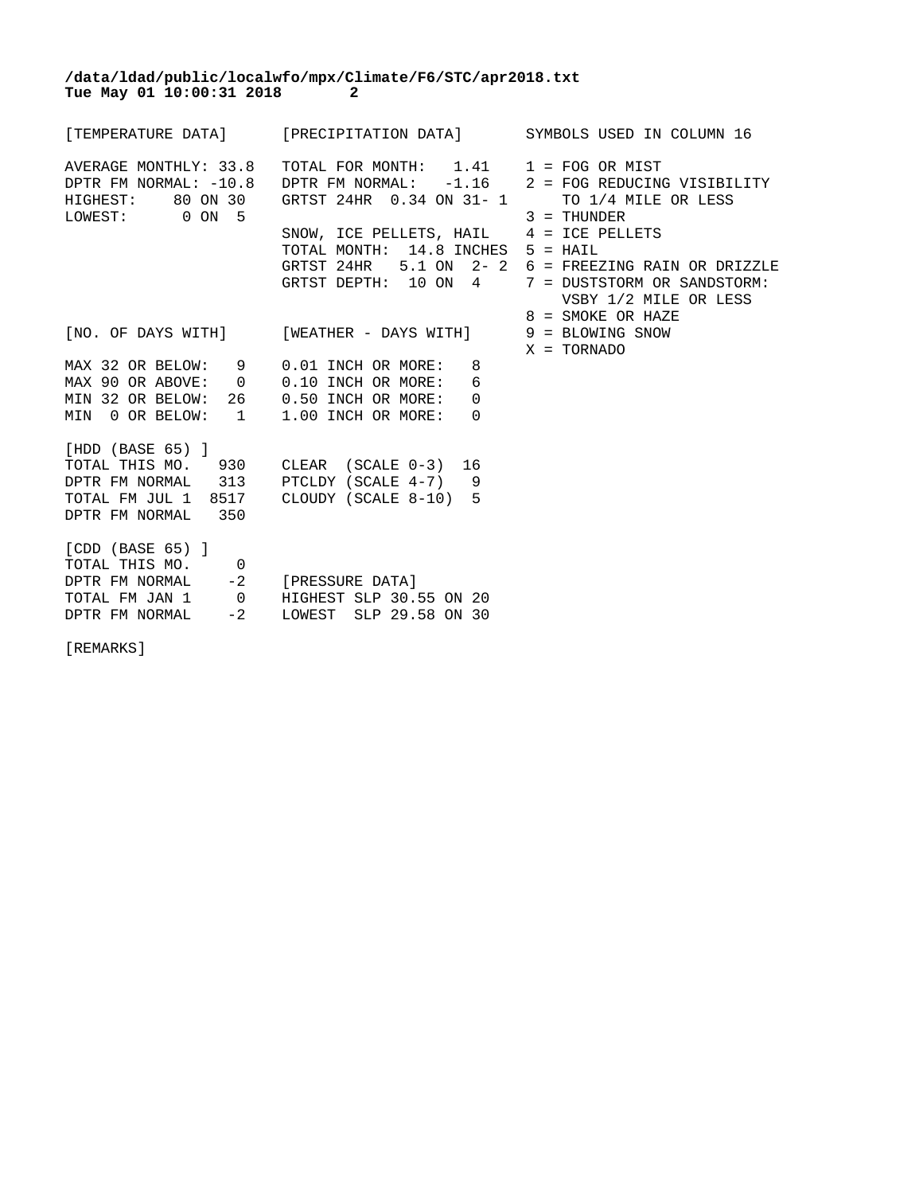/data/ldad/public/localwfo/mpx/Climate/F6/STC/apr2018.txt
Tue May 01 10:00:31 2018

```
[TEMPERATURE DATA]      [PRECIPITATION DATA]       SYMBOLS USED IN COLUMN 16

AVERAGE MONTHLY: 33.8   TOTAL FOR MONTH:   1.41    1 = FOG OR MIST
DPTR FM NORMAL: -10.8   DPTR FM NORMAL:   -1.16    2 = FOG REDUCING VISIBILITY
HIGHEST:    80 ON 30    GRTST 24HR  0.34 ON 31- 1      TO 1/4 MILE OR LESS
LOWEST:      0 ON  5                               3 = THUNDER
                        SNOW, ICE PELLETS, HAIL    4 = ICE PELLETS
                        TOTAL MONTH:  14.8 INCHES  5 = HAIL
                        GRTST 24HR   5.1 ON  2- 2  6 = FREEZING RAIN OR DRIZZLE
                        GRTST DEPTH:  10 ON  4     7 = DUSTSTORM OR SANDSTORM:
                                                       VSBY 1/2 MILE OR LESS
                                                   8 = SMOKE OR HAZE
[NO. OF DAYS WITH]      [WEATHER - DAYS WITH]      9 = BLOWING SNOW
                                                   X = TORNADO
MAX 32 OR BELOW:   9    0.01 INCH OR MORE:   8
MAX 90 OR ABOVE:   0    0.10 INCH OR MORE:   6
MIN 32 OR BELOW:  26    0.50 INCH OR MORE:   0
MIN  0 OR BELOW:   1    1.00 INCH OR MORE:   0

[HDD (BASE 65) ]
TOTAL THIS MO.   930    CLEAR  (SCALE 0-3)  16
DPTR FM NORMAL   313    PTCLDY (SCALE 4-7)   9
TOTAL FM JUL 1  8517    CLOUDY (SCALE 8-10)  5
DPTR FM NORMAL   350

[CDD (BASE 65) ]
TOTAL THIS MO.     0
DPTR FM NORMAL    -2    [PRESSURE DATA]
TOTAL FM JAN 1     0    HIGHEST SLP 30.55 ON 20
DPTR FM NORMAL    -2    LOWEST  SLP 29.58 ON 30

[REMARKS]
```